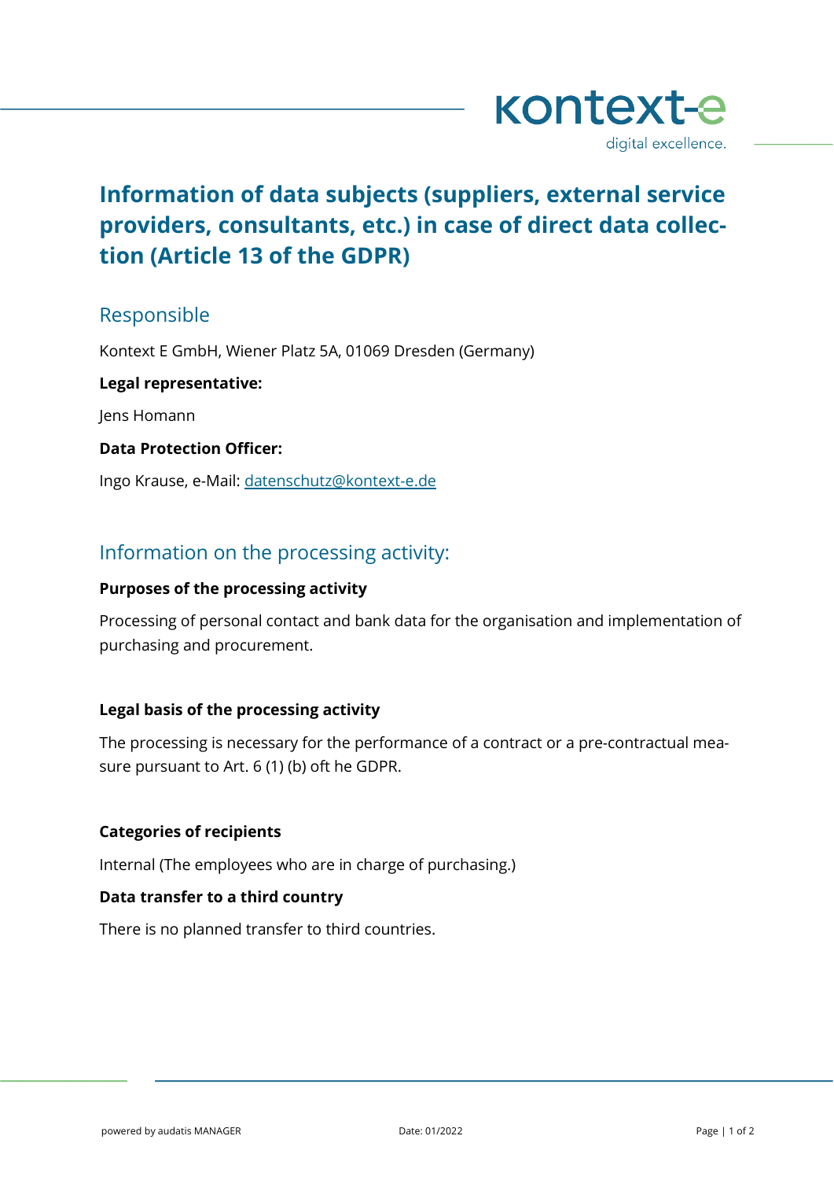# Information of data subjects (suppliers, external service providers, consultants, etc.) in case of direct data collection (Article 13 of the GDPR)

## Responsible

Kontext E GmbH, Wiener Platz 5A, 01069 Dresden (Germany)

**Legal representative:**

Jens Homann

**Data Protection Officer:**

Ingo Krause, e-Mail: datenschutz@kontext-e.de

## Information on the processing activity:

**Purposes of the processing activity**

Processing of personal contact and bank data for the organisation and implementation of purchasing and procurement.

**Legal basis of the processing activity**

The processing is necessary for the performance of a contract or a pre-contractual measure pursuant to Art. 6 (1) (b) oft he GDPR.

**Categories of recipients**

Internal (The employees who are in charge of purchasing.)

**Data transfer to a third country**

There is no planned transfer to third countries.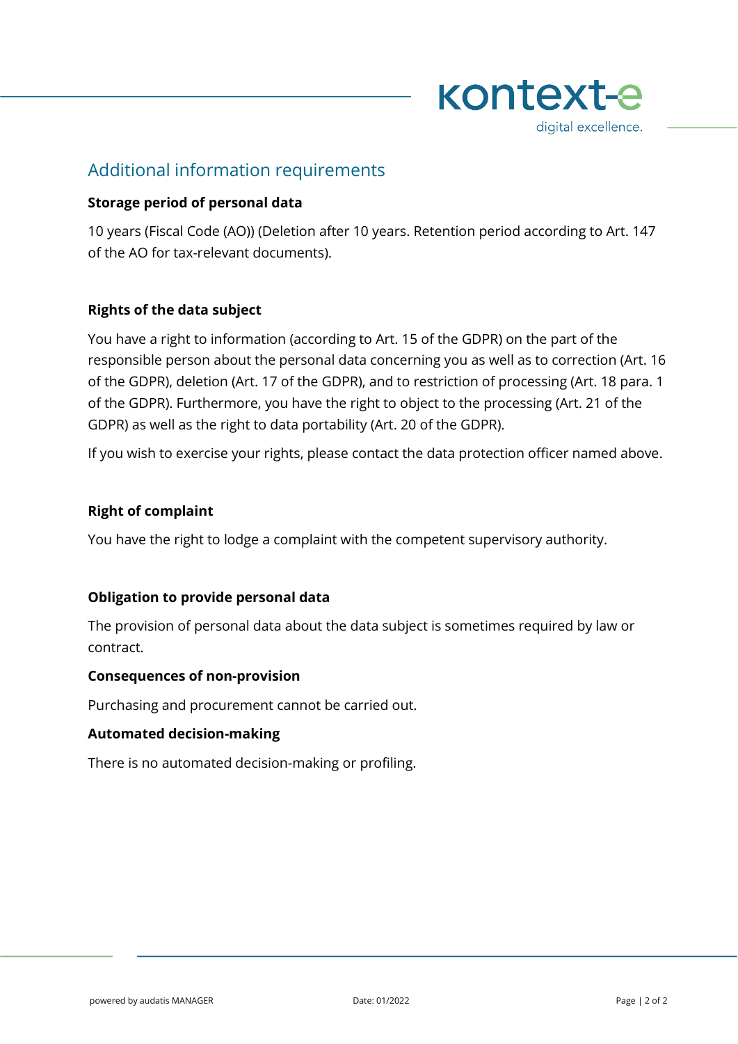## Additional information requirements

**Storage period of personal data**

10 years (Fiscal Code (AO)) (Deletion after 10 years. Retention period according to Art. 147 of the AO for tax-relevant documents).

**Rights of the data subject**

You have a right to information (according to Art. 15 of the GDPR) on the part of the responsible person about the personal data concerning you as well as to correction (Art. 16 of the GDPR), deletion (Art. 17 of the GDPR), and to restriction of processing (Art. 18 para. 1 of the GDPR). Furthermore, you have the right to object to the processing (Art. 21 of the GDPR) as well as the right to data portability (Art. 20 of the GDPR).

If you wish to exercise your rights, please contact the data protection officer named above.

**Right of complaint**

You have the right to lodge a complaint with the competent supervisory authority.

**Obligation to provide personal data**

The provision of personal data about the data subject is sometimes required by law or contract.

**Consequences of non-provision**

Purchasing and procurement cannot be carried out.

**Automated decision-making**

There is no automated decision-making or profiling.